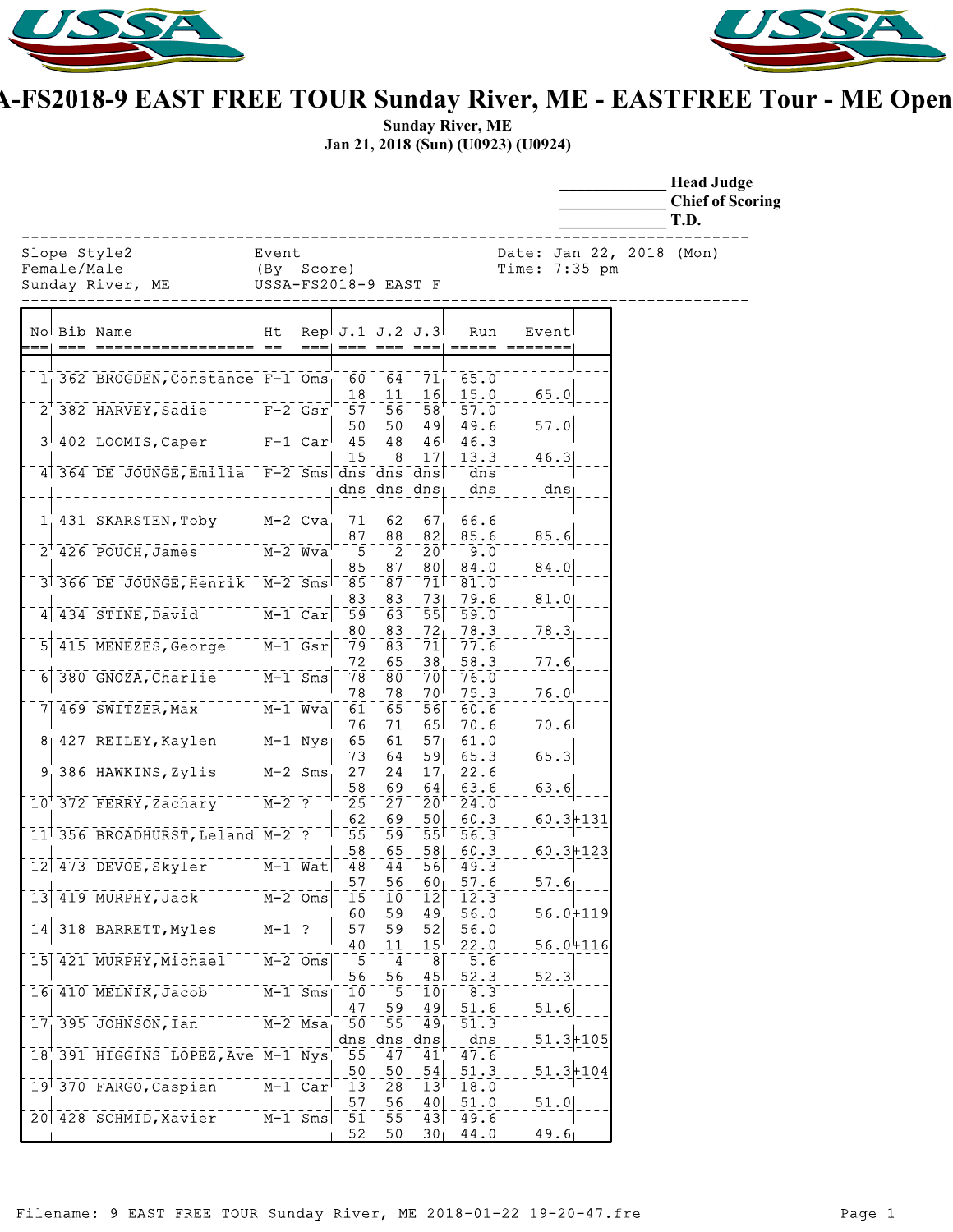# A-FS2018-9 EAST FREE TOUR Sunday River, ME - EASTFREE Tour - ME Open

**Sunday River, ME**

**Jan 21, 2018 (Sun) (U0923) (U0924)**

_____________ **Head Judge**
_____________ **Chief of Scoring**
_____________ **T.D.**

```
Slope Style2            Event                 Date: Jan 22, 2018 (Mon)
Female/Male             (By  Score)           Time: 7:35 pm
Sunday River, ME        USSA-FS2018-9 EAST F
```

| No | Bib | Name | Ht | Rep | J.1 | J.2 | J.3 | Run | Event | |
|---|---|---|---|---|---|---|---|---|---|---|
| 1 | 362 | BROGDEN,Constance | F-1 | Oms | 60 | 64 | 71 | 65.0 | | |
| | | | | | 18 | 11 | 16 | 15.0 | 65.0 | |
| 2 | 382 | HARVEY,Sadie | F-2 | Gsr | 57 | 56 | 58 | 57.0 | | |
| | | | | | 50 | 50 | 49 | 49.6 | 57.0 | |
| 3 | 402 | LOOMIS,Caper | F-1 | Car | 45 | 48 | 46 | 46.3 | | |
| | | | | | 15 | 8 | 17 | 13.3 | 46.3 | |
| 4 | 364 | DE JOUNGE,Emilia | F-2 | Sms | dns | dns | dns | dns | | |
| | | | | | dns | dns | dns | dns | dns | |
| 1 | 431 | SKARSTEN,Toby | M-2 | Cva | 71 | 62 | 67 | 66.6 | | |
| | | | | | 87 | 88 | 82 | 85.6 | 85.6 | |
| 2 | 426 | POUCH,James | M-2 | Wva | 5 | 2 | 20 | 9.0 | | |
| | | | | | 85 | 87 | 80 | 84.0 | 84.0 | |
| 3 | 366 | DE JOUNGE,Henrik | M-2 | Sms | 85 | 87 | 71 | 81.0 | | |
| | | | | | 83 | 83 | 73 | 79.6 | 81.0 | |
| 4 | 434 | STINE,David | M-1 | Car | 59 | 63 | 55 | 59.0 | | |
| | | | | | 80 | 83 | 72 | 78.3 | 78.3 | |
| 5 | 415 | MENEZES,George | M-1 | Gsr | 79 | 83 | 71 | 77.6 | | |
| | | | | | 72 | 65 | 38 | 58.3 | 77.6 | |
| 6 | 380 | GNOZA,Charlie | M-1 | Sms | 78 | 80 | 70 | 76.0 | | |
| | | | | | 78 | 78 | 70 | 75.3 | 76.0 | |
| 7 | 469 | SWITZER,Max | M-1 | Wva | 61 | 65 | 56 | 60.6 | | |
| | | | | | 76 | 71 | 65 | 70.6 | 70.6 | |
| 8 | 427 | REILEY,Kaylen | M-1 | Nys | 65 | 61 | 57 | 61.0 | | |
| | | | | | 73 | 64 | 59 | 65.3 | 65.3 | |
| 9 | 386 | HAWKINS,Zylis | M-2 | Sms | 27 | 24 | 17 | 22.6 | | |
| | | | | | 58 | 69 | 64 | 63.6 | 63.6 | |
| 10 | 372 | FERRY,Zachary | M-2 | ? | 25 | 27 | 20 | 24.0 | | |
| | | | | | 62 | 69 | 50 | 60.3 | 60.3 | +131 |
| 11 | 356 | BROADHURST,Leland | M-2 | ? | 55 | 59 | 55 | 56.3 | | |
| | | | | | 58 | 65 | 58 | 60.3 | 60.3 | +123 |
| 12 | 473 | DEVOE,Skyler | M-1 | Wat | 48 | 44 | 56 | 49.3 | | |
| | | | | | 57 | 56 | 60 | 57.6 | 57.6 | |
| 13 | 419 | MURPHY,Jack | M-2 | Oms | 15 | 10 | 12 | 12.3 | | |
| | | | | | 60 | 59 | 49 | 56.0 | 56.0 | +119 |
| 14 | 318 | BARRETT,Myles | M-1 | ? | 57 | 59 | 52 | 56.0 | | |
| | | | | | 40 | 11 | 15 | 22.0 | 56.0 | +116 |
| 15 | 421 | MURPHY,Michael | M-2 | Oms | 5 | 4 | 8 | 5.6 | | |
| | | | | | 56 | 56 | 45 | 52.3 | 52.3 | |
| 16 | 410 | MELNIK,Jacob | M-1 | Sms | 10 | 5 | 10 | 8.3 | | |
| | | | | | 47 | 59 | 49 | 51.6 | 51.6 | |
| 17 | 395 | JOHNSON,Ian | M-2 | Msa | 50 | 55 | 49 | 51.3 | | |
| | | | | | dns | dns | dns | dns | 51.3 | +105 |
| 18 | 391 | HIGGINS LOPEZ,Ave | M-1 | Nys | 55 | 47 | 41 | 47.6 | | |
| | | | | | 50 | 50 | 54 | 51.3 | 51.3 | +104 |
| 19 | 370 | FARGO,Caspian | M-1 | Car | 13 | 28 | 13 | 18.0 | | |
| | | | | | 57 | 56 | 40 | 51.0 | 51.0 | |
| 20 | 428 | SCHMID,Xavier | M-1 | Sms | 51 | 55 | 43 | 49.6 | | |
| | | | | | 52 | 50 | 30 | 44.0 | 49.6 | |

Filename: 9 EAST FREE TOUR Sunday River, ME 2018-01-22 19-20-47.fre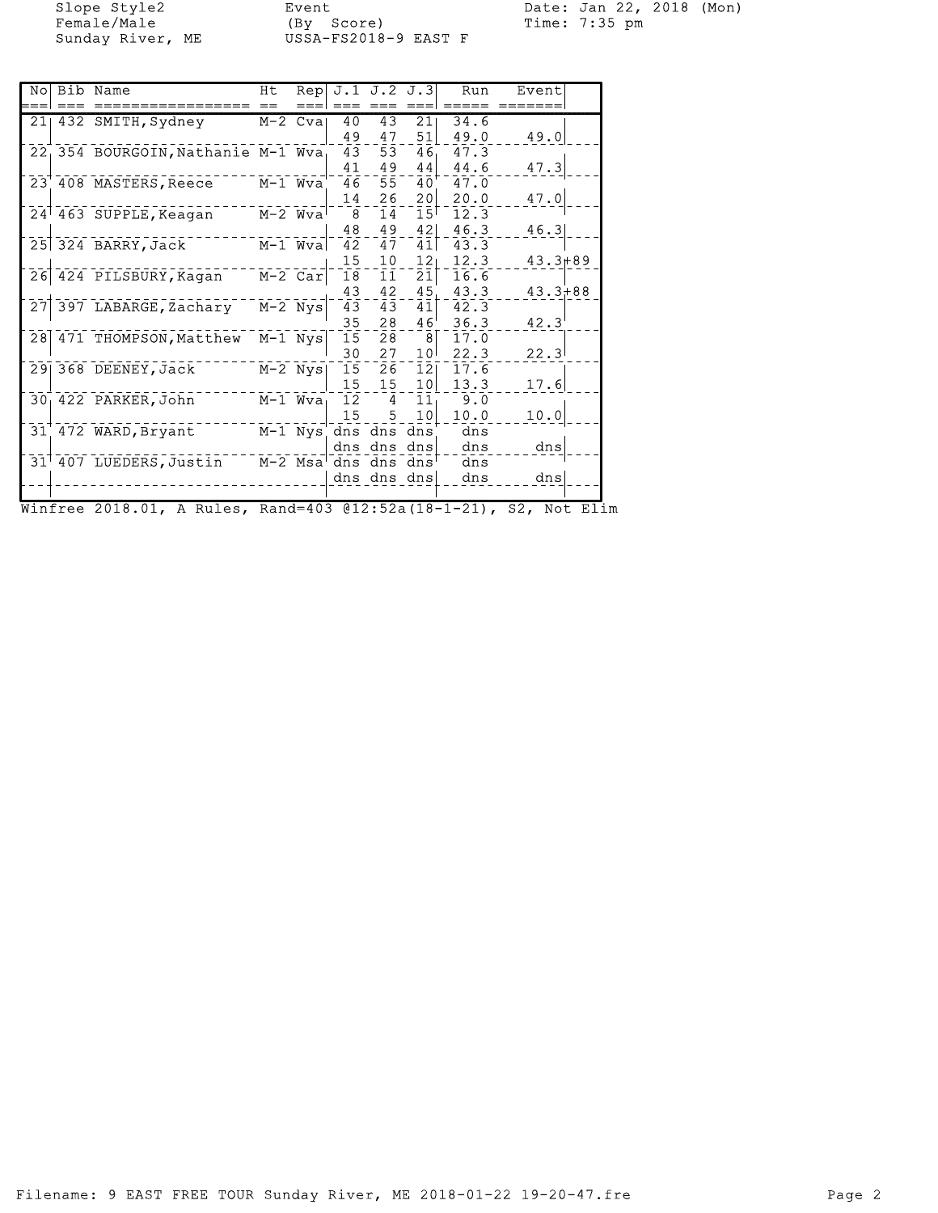Slope Style2
Female/Male
Sunday River, ME

Event
(By Score)
USSA-FS2018-9 EAST F

Date: Jan 22, 2018 (Mon)
Time: 7:35 pm

| No | Bib | Name | Ht | Rep | J.1 | J.2 | J.3 | Run | Event |
|---|---|---|---|---|---|---|---|---|---|
| 21 | 432 | SMITH,Sydney | M-2 | Cva | 40 | 43 | 21 | 34.6 | |
| | | | | | 49 | 47 | 51 | 49.0 | 49.0 |
| 22 | 354 | BOURGOIN,Nathanie | M-1 | Wva | 43 | 53 | 46 | 47.3 | |
| | | | | | 41 | 49 | 44 | 44.6 | 47.3 |
| 23 | 408 | MASTERS,Reece | M-1 | Wva | 46 | 55 | 40 | 47.0 | |
| | | | | | 14 | 26 | 20 | 20.0 | 47.0 |
| 24 | 463 | SUPPLE,Keagan | M-2 | Wva | 8 | 14 | 15 | 12.3 | |
| | | | | | 48 | 49 | 42 | 46.3 | 46.3 |
| 25 | 324 | BARRY,Jack | M-1 | Wva | 42 | 47 | 41 | 43.3 | |
| | | | | | 15 | 10 | 12 | 12.3 | 43.3+89 |
| 26 | 424 | PILSBURY,Kagan | M-2 | Car | 18 | 11 | 21 | 16.6 | |
| | | | | | 43 | 42 | 45 | 43.3 | 43.3+88 |
| 27 | 397 | LABARGE,Zachary | M-2 | Nys | 43 | 43 | 41 | 42.3 | |
| | | | | | 35 | 28 | 46 | 36.3 | 42.3 |
| 28 | 471 | THOMPSON,Matthew | M-1 | Nys | 15 | 28 | 8 | 17.0 | |
| | | | | | 30 | 27 | 10 | 22.3 | 22.3 |
| 29 | 368 | DEENEY,Jack | M-2 | Nys | 15 | 26 | 12 | 17.6 | |
| | | | | | 15 | 15 | 10 | 13.3 | 17.6 |
| 30 | 422 | PARKER,John | M-1 | Wva | 12 | 4 | 11 | 9.0 | |
| | | | | | 15 | 5 | 10 | 10.0 | 10.0 |
| 31 | 472 | WARD,Bryant | M-1 | Nys | dns | dns | dns | dns | |
| | | | | | dns | dns | dns | dns | dns |
| 31 | 407 | LUEDERS,Justin | M-2 | Msa | dns | dns | dns | dns | |
| | | | | | dns | dns | dns | dns | dns |

Winfree 2018.01, A Rules, Rand=403 @12:52a(18-1-21), S2, Not Elim

Filename: 9 EAST FREE TOUR Sunday River, ME 2018-01-22 19-20-47.fre